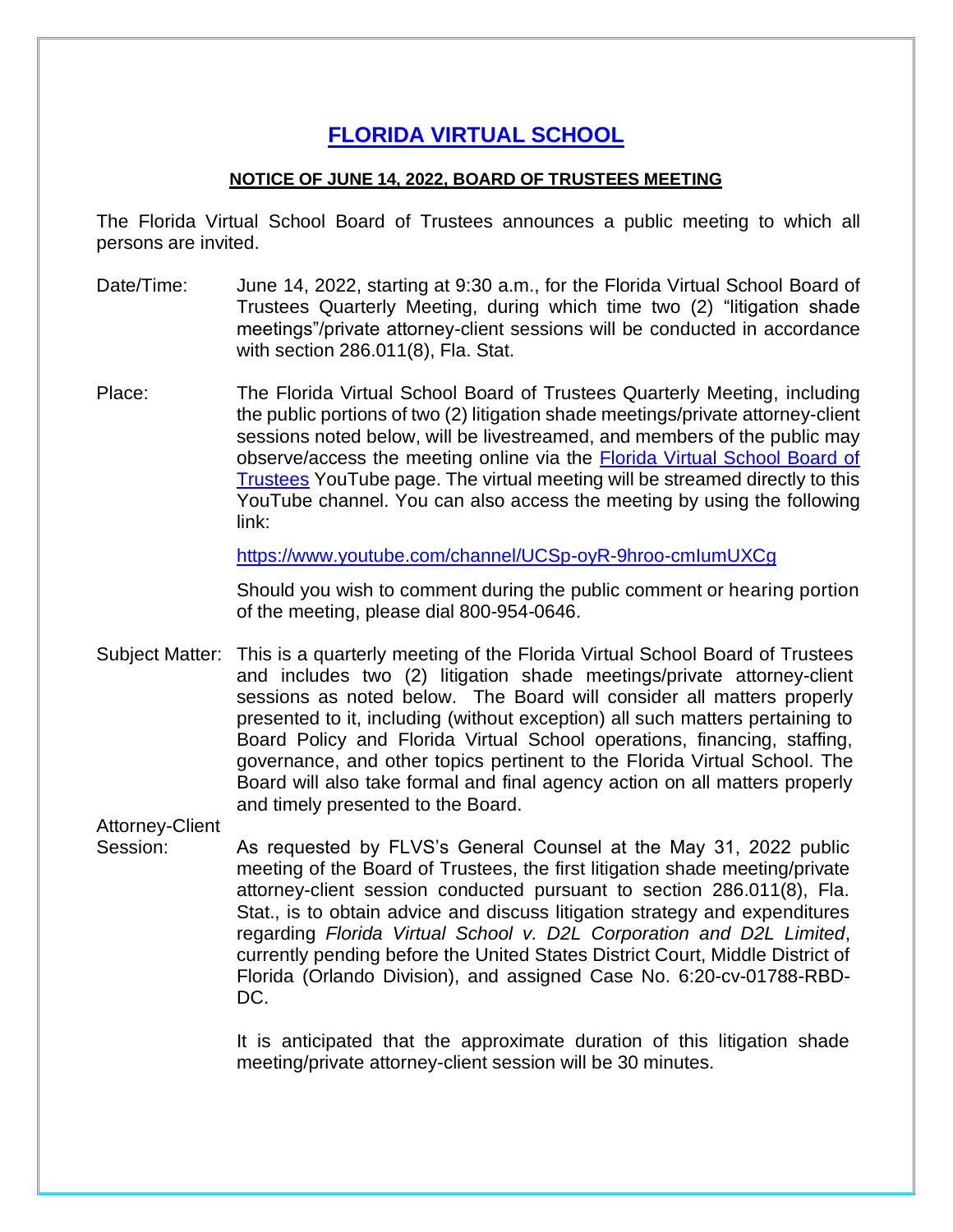# FLORIDA VIRTUAL SCHOOL

**NOTICE OF JUNE 14, 2022, BOARD OF TRUSTEES MEETING**

The Florida Virtual School Board of Trustees announces a public meeting to which all persons are invited.

Date/Time: June 14, 2022, starting at 9:30 a.m., for the Florida Virtual School Board of Trustees Quarterly Meeting, during which time two (2) "litigation shade meetings"/private attorney-client sessions will be conducted in accordance with section 286.011(8), Fla. Stat.

Place: The Florida Virtual School Board of Trustees Quarterly Meeting, including the public portions of two (2) litigation shade meetings/private attorney-client sessions noted below, will be livestreamed, and members of the public may observe/access the meeting online via the Florida Virtual School Board of Trustees YouTube page. The virtual meeting will be streamed directly to this YouTube channel. You can also access the meeting by using the following link:

https://www.youtube.com/channel/UCSp-oyR-9hroo-cmIumUXCg

Should you wish to comment during the public comment or hearing portion of the meeting, please dial 800-954-0646.

Subject Matter: This is a quarterly meeting of the Florida Virtual School Board of Trustees and includes two (2) litigation shade meetings/private attorney-client sessions as noted below. The Board will consider all matters properly presented to it, including (without exception) all such matters pertaining to Board Policy and Florida Virtual School operations, financing, staffing, governance, and other topics pertinent to the Florida Virtual School. The Board will also take formal and final agency action on all matters properly and timely presented to the Board.

Attorney-Client Session: As requested by FLVS's General Counsel at the May 31, 2022 public meeting of the Board of Trustees, the first litigation shade meeting/private attorney-client session conducted pursuant to section 286.011(8), Fla. Stat., is to obtain advice and discuss litigation strategy and expenditures regarding *Florida Virtual School v. D2L Corporation and D2L Limited*, currently pending before the United States District Court, Middle District of Florida (Orlando Division), and assigned Case No. 6:20-cv-01788-RBD-DC.

It is anticipated that the approximate duration of this litigation shade meeting/private attorney-client session will be 30 minutes.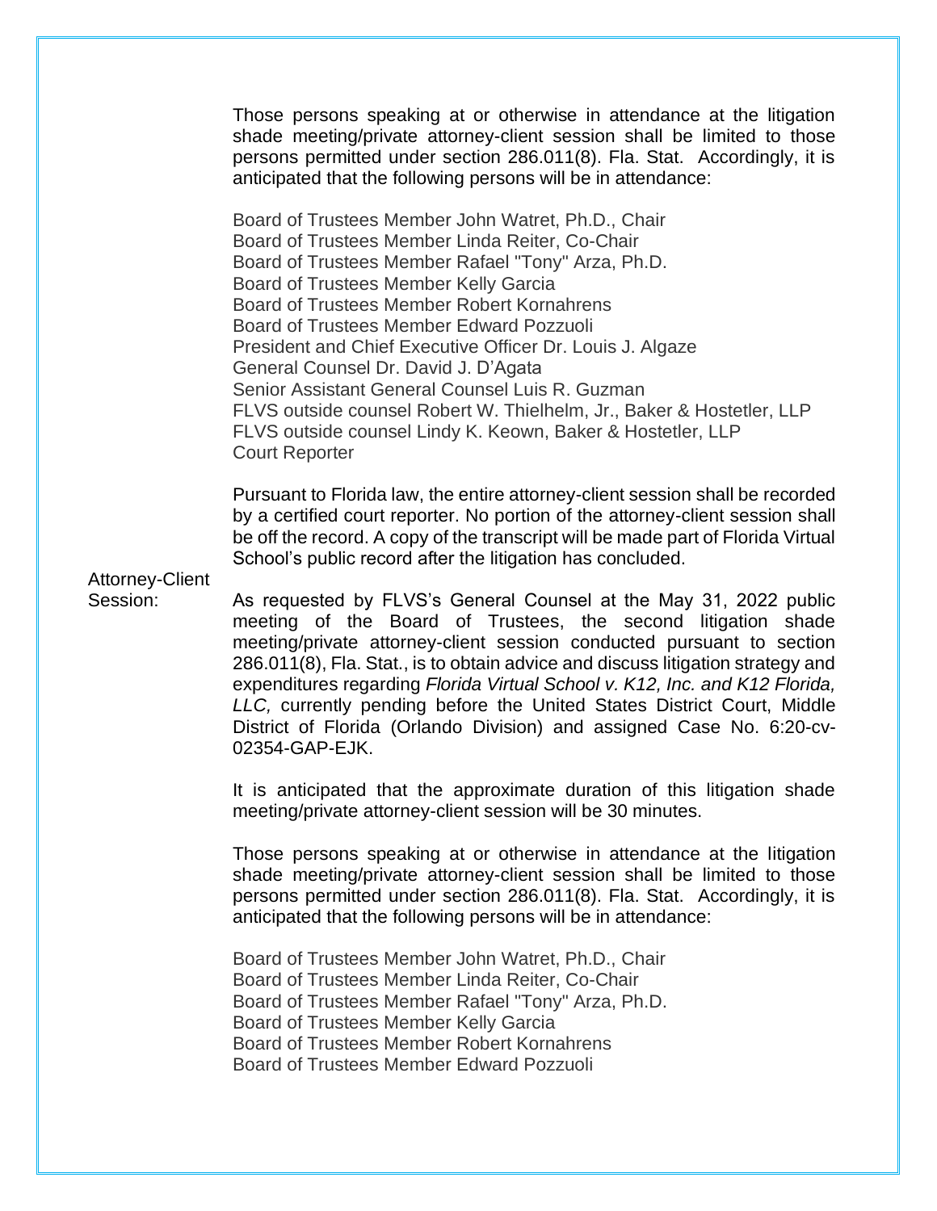Those persons speaking at or otherwise in attendance at the litigation shade meeting/private attorney-client session shall be limited to those persons permitted under section 286.011(8). Fla. Stat. Accordingly, it is anticipated that the following persons will be in attendance:

Board of Trustees Member John Watret, Ph.D., Chair
Board of Trustees Member Linda Reiter, Co-Chair
Board of Trustees Member Rafael "Tony" Arza, Ph.D.
Board of Trustees Member Kelly Garcia
Board of Trustees Member Robert Kornahrens
Board of Trustees Member Edward Pozzuoli
President and Chief Executive Officer Dr. Louis J. Algaze
General Counsel Dr. David J. D'Agata
Senior Assistant General Counsel Luis R. Guzman
FLVS outside counsel Robert W. Thielhelm, Jr., Baker & Hostetler, LLP
FLVS outside counsel Lindy K. Keown, Baker & Hostetler, LLP
Court Reporter

Pursuant to Florida law, the entire attorney-client session shall be recorded by a certified court reporter. No portion of the attorney-client session shall be off the record. A copy of the transcript will be made part of Florida Virtual School's public record after the litigation has concluded.

Attorney-Client Session: As requested by FLVS's General Counsel at the May 31, 2022 public meeting of the Board of Trustees, the second litigation shade meeting/private attorney-client session conducted pursuant to section 286.011(8), Fla. Stat., is to obtain advice and discuss litigation strategy and expenditures regarding *Florida Virtual School v. K12, Inc. and K12 Florida, LLC,* currently pending before the United States District Court, Middle District of Florida (Orlando Division) and assigned Case No. 6:20-cv-02354-GAP-EJK.

It is anticipated that the approximate duration of this litigation shade meeting/private attorney-client session will be 30 minutes.

Those persons speaking at or otherwise in attendance at the litigation shade meeting/private attorney-client session shall be limited to those persons permitted under section 286.011(8). Fla. Stat. Accordingly, it is anticipated that the following persons will be in attendance:

Board of Trustees Member John Watret, Ph.D., Chair
Board of Trustees Member Linda Reiter, Co-Chair
Board of Trustees Member Rafael "Tony" Arza, Ph.D.
Board of Trustees Member Kelly Garcia
Board of Trustees Member Robert Kornahrens
Board of Trustees Member Edward Pozzuoli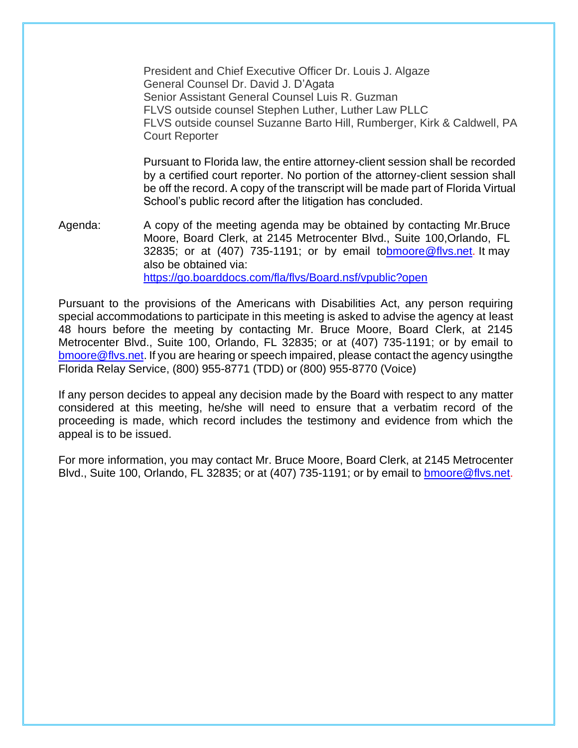President and Chief Executive Officer Dr. Louis J. Algaze
General Counsel Dr. David J. D'Agata
Senior Assistant General Counsel Luis R. Guzman
FLVS outside counsel Stephen Luther, Luther Law PLLC
FLVS outside counsel Suzanne Barto Hill, Rumberger, Kirk & Caldwell, PA
Court Reporter

Pursuant to Florida law, the entire attorney-client session shall be recorded by a certified court reporter. No portion of the attorney-client session shall be off the record. A copy of the transcript will be made part of Florida Virtual School's public record after the litigation has concluded.

Agenda: A copy of the meeting agenda may be obtained by contacting Mr.Bruce Moore, Board Clerk, at 2145 Metrocenter Blvd., Suite 100,Orlando, FL 32835; or at (407) 735-1191; or by email tobmoore@flvs.net. It may also be obtained via: https://go.boarddocs.com/fla/flvs/Board.nsf/vpublic?open

Pursuant to the provisions of the Americans with Disabilities Act, any person requiring special accommodations to participate in this meeting is asked to advise the agency at least 48 hours before the meeting by contacting Mr. Bruce Moore, Board Clerk, at 2145 Metrocenter Blvd., Suite 100, Orlando, FL 32835; or at (407) 735-1191; or by email to bmoore@flvs.net. If you are hearing or speech impaired, please contact the agency usingthe Florida Relay Service, (800) 955-8771 (TDD) or (800) 955-8770 (Voice)

If any person decides to appeal any decision made by the Board with respect to any matter considered at this meeting, he/she will need to ensure that a verbatim record of the proceeding is made, which record includes the testimony and evidence from which the appeal is to be issued.

For more information, you may contact Mr. Bruce Moore, Board Clerk, at 2145 Metrocenter Blvd., Suite 100, Orlando, FL 32835; or at (407) 735-1191; or by email to bmoore@flvs.net.